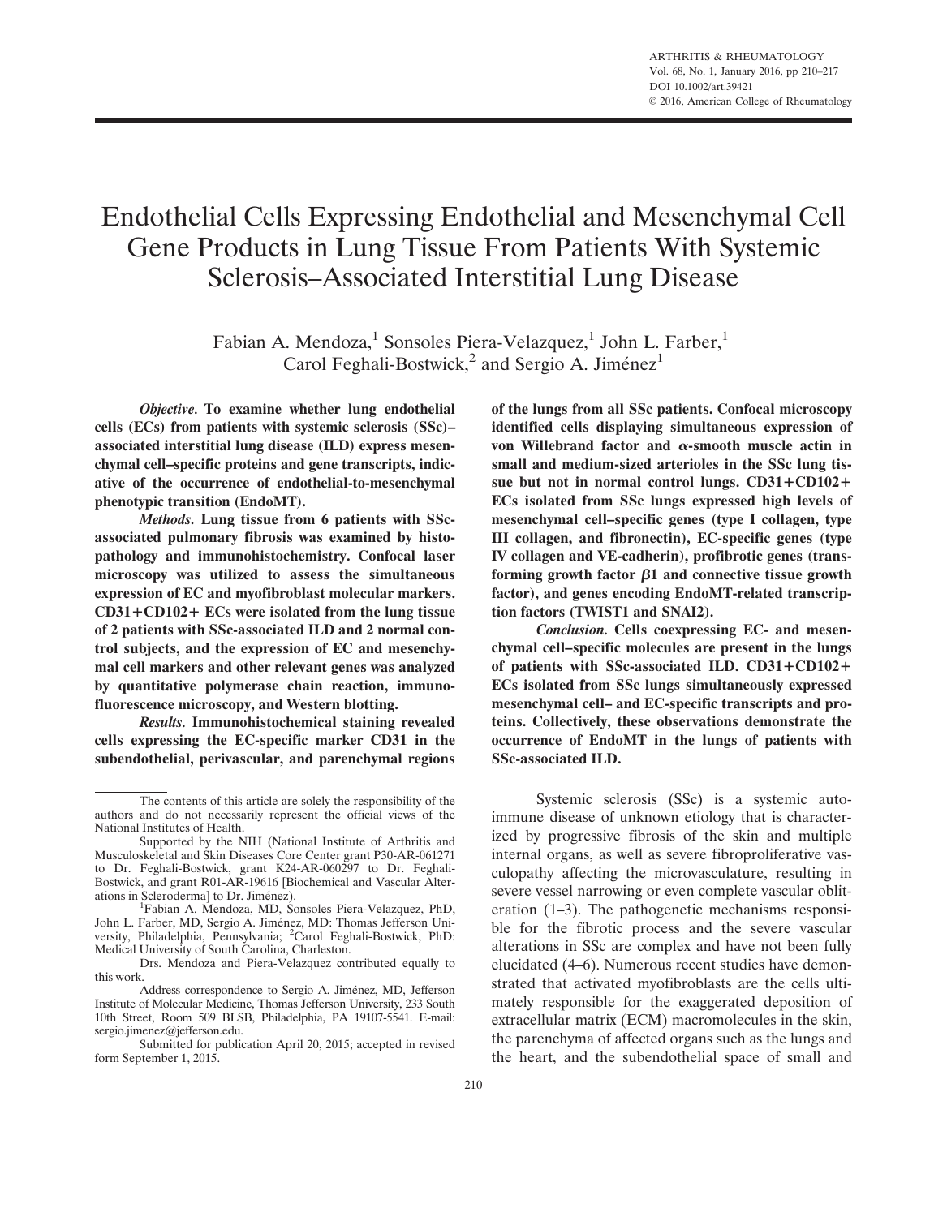# Endothelial Cells Expressing Endothelial and Mesenchymal Cell Gene Products in Lung Tissue From Patients With Systemic Sclerosis–Associated Interstitial Lung Disease

Fabian A. Mendoza,[1] Sonsoles Piera-Velazquez,[1] John L. Farber,[1] Carol Feghali-Bostwick,[2] and Sergio A. Jiménez[1]

***Objective.*** **To examine whether lung endothelial cells (ECs) from patients with systemic sclerosis (SSc)–associated interstitial lung disease (ILD) express mesenchymal cell–specific proteins and gene transcripts, indicative of the occurrence of endothelial-to-mesenchymal phenotypic transition (EndoMT).**

***Methods.*** **Lung tissue from 6 patients with SSc-associated pulmonary fibrosis was examined by histopathology and immunohistochemistry. Confocal laser microscopy was utilized to assess the simultaneous expression of EC and myofibroblast molecular markers. CD31+CD102+ ECs were isolated from the lung tissue of 2 patients with SSc-associated ILD and 2 normal control subjects, and the expression of EC and mesenchymal cell markers and other relevant genes was analyzed by quantitative polymerase chain reaction, immunofluorescence microscopy, and Western blotting.**

***Results.*** **Immunohistochemical staining revealed cells expressing the EC-specific marker CD31 in the subendothelial, perivascular, and parenchymal regions of the lungs from all SSc patients. Confocal microscopy identified cells displaying simultaneous expression of von Willebrand factor and $\alpha$-smooth muscle actin in small and medium-sized arterioles in the SSc lung tissue but not in normal control lungs. CD31+CD102+ ECs isolated from SSc lungs expressed high levels of mesenchymal cell–specific genes (type I collagen, type III collagen, and fibronectin), EC-specific genes (type IV collagen and VE-cadherin), profibrotic genes (transforming growth factor $\beta$1 and connective tissue growth factor), and genes encoding EndoMT-related transcription factors (TWIST1 and SNAI2).**

***Conclusion.*** **Cells coexpressing EC- and mesenchymal cell–specific molecules are present in the lungs of patients with SSc-associated ILD. CD31+CD102+ ECs isolated from SSc lungs simultaneously expressed mesenchymal cell– and EC-specific transcripts and proteins. Collectively, these observations demonstrate the occurrence of EndoMT in the lungs of patients with SSc-associated ILD.**

Systemic sclerosis (SSc) is a systemic autoimmune disease of unknown etiology that is characterized by progressive fibrosis of the skin and multiple internal organs, as well as severe fibroproliferative vasculopathy affecting the microvasculature, resulting in severe vessel narrowing or even complete vascular obliteration (1–3). The pathogenetic mechanisms responsible for the fibrotic process and the severe vascular alterations in SSc are complex and have not been fully elucidated (4–6). Numerous recent studies have demonstrated that activated myofibroblasts are the cells ultimately responsible for the exaggerated deposition of extracellular matrix (ECM) macromolecules in the skin, the parenchyma of affected organs such as the lungs and the heart, and the subendothelial space of small and

---

The contents of this article are solely the responsibility of the authors and do not necessarily represent the official views of the National Institutes of Health.

Supported by the NIH (National Institute of Arthritis and Musculoskeletal and Skin Diseases Core Center grant P30-AR-061271 to Dr. Feghali-Bostwick, grant K24-AR-060297 to Dr. Feghali-Bostwick, and grant R01-AR-19616 [Biochemical and Vascular Alterations in Scleroderma] to Dr. Jiménez).

[1]Fabian A. Mendoza, MD, Sonsoles Piera-Velazquez, PhD, John L. Farber, MD, Sergio A. Jiménez, MD: Thomas Jefferson University, Philadelphia, Pennsylvania; [2]Carol Feghali-Bostwick, PhD: Medical University of South Carolina, Charleston.

Drs. Mendoza and Piera-Velazquez contributed equally to this work.

Address correspondence to Sergio A. Jiménez, MD, Jefferson Institute of Molecular Medicine, Thomas Jefferson University, 233 South 10th Street, Room 509 BLSB, Philadelphia, PA 19107-5541. E-mail: sergio.jimenez@jefferson.edu.

Submitted for publication April 20, 2015; accepted in revised form September 1, 2015.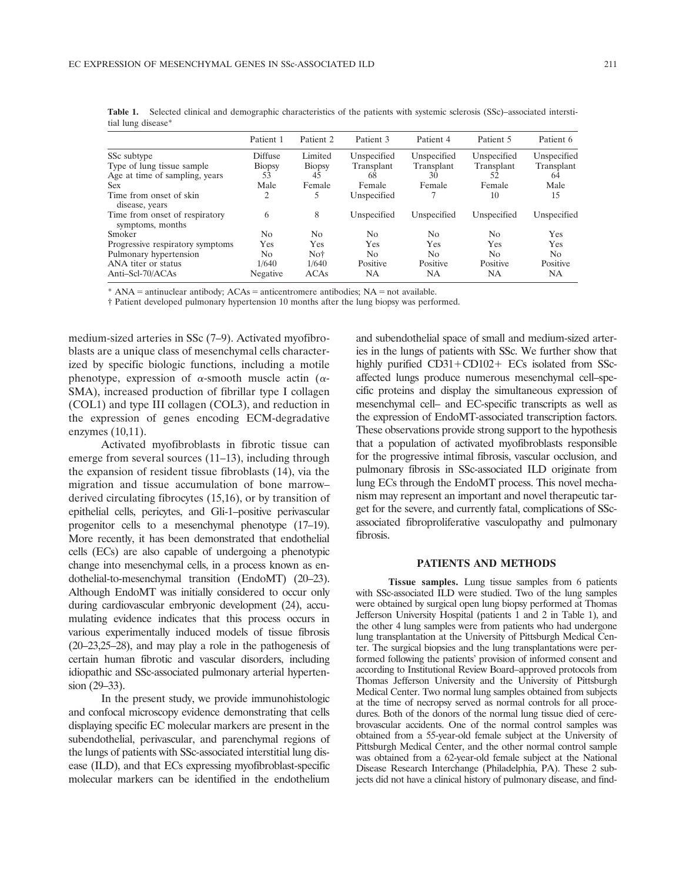**Table 1.** Selected clinical and demographic characteristics of the patients with systemic sclerosis (SSc)–associated interstitial lung disease*

| | Patient 1 | Patient 2 | Patient 3 | Patient 4 | Patient 5 | Patient 6 |
|---|---|---|---|---|---|---|
| SSc subtype | Diffuse | Limited | Unspecified | Unspecified | Unspecified | Unspecified |
| Type of lung tissue sample | Biopsy | Biopsy | Transplant | Transplant | Transplant | Transplant |
| Age at time of sampling, years | 53 | 45 | 68 | 30 | 52 | 64 |
| Sex | Male | Female | Female | Female | Female | Male |
| Time from onset of skin disease, years | 2 | 5 | Unspecified | 7 | 10 | 15 |
| Time from onset of respiratory symptoms, months | 6 | 8 | Unspecified | Unspecified | Unspecified | Unspecified |
| Smoker | No | No | No | No | No | Yes |
| Progressive respiratory symptoms | Yes | Yes | Yes | Yes | Yes | Yes |
| Pulmonary hypertension | No | No† | No | No | No | No |
| ANA titer or status | 1/640 | 1/640 | Positive | Positive | Positive | Positive |
| Anti–Scl-70/ACAs | Negative | ACAs | NA | NA | NA | NA |

* ANA = antinuclear antibody; ACAs = anticentromere antibodies; NA = not available.
† Patient developed pulmonary hypertension 10 months after the lung biopsy was performed.

medium-sized arteries in SSc (7–9). Activated myofibroblasts are a unique class of mesenchymal cells characterized by specific biologic functions, including a motile phenotype, expression of α-smooth muscle actin (α-SMA), increased production of fibrillar type I collagen (COL1) and type III collagen (COL3), and reduction in the expression of genes encoding ECM-degradative enzymes (10,11).

Activated myofibroblasts in fibrotic tissue can emerge from several sources (11–13), including through the expansion of resident tissue fibroblasts (14), via the migration and tissue accumulation of bone marrow–derived circulating fibrocytes (15,16), or by transition of epithelial cells, pericytes, and Gli-1–positive perivascular progenitor cells to a mesenchymal phenotype (17–19). More recently, it has been demonstrated that endothelial cells (ECs) are also capable of undergoing a phenotypic change into mesenchymal cells, in a process known as endothelial-to-mesenchymal transition (EndoMT) (20–23). Although EndoMT was initially considered to occur only during cardiovascular embryonic development (24), accumulating evidence indicates that this process occurs in various experimentally induced models of tissue fibrosis (20–23,25–28), and may play a role in the pathogenesis of certain human fibrotic and vascular disorders, including idiopathic and SSc-associated pulmonary arterial hypertension (29–33).

In the present study, we provide immunohistologic and confocal microscopy evidence demonstrating that cells displaying specific EC molecular markers are present in the subendothelial, perivascular, and parenchymal regions of the lungs of patients with SSc-associated interstitial lung disease (ILD), and that ECs expressing myofibroblast-specific molecular markers can be identified in the endothelium and subendothelial space of small and medium-sized arteries in the lungs of patients with SSc. We further show that highly purified CD31+CD102+ ECs isolated from SSc-affected lungs produce numerous mesenchymal cell–specific proteins and display the simultaneous expression of mesenchymal cell– and EC-specific transcripts as well as the expression of EndoMT-associated transcription factors. These observations provide strong support to the hypothesis that a population of activated myofibroblasts responsible for the progressive intimal fibrosis, vascular occlusion, and pulmonary fibrosis in SSc-associated ILD originate from lung ECs through the EndoMT process. This novel mechanism may represent an important and novel therapeutic target for the severe, and currently fatal, complications of SSc-associated fibroproliferative vasculopathy and pulmonary fibrosis.

## PATIENTS AND METHODS

**Tissue samples.** Lung tissue samples from 6 patients with SSc-associated ILD were studied. Two of the lung samples were obtained by surgical open lung biopsy performed at Thomas Jefferson University Hospital (patients 1 and 2 in Table 1), and the other 4 lung samples were from patients who had undergone lung transplantation at the University of Pittsburgh Medical Center. The surgical biopsies and the lung transplantations were performed following the patients' provision of informed consent and according to Institutional Review Board–approved protocols from Thomas Jefferson University and the University of Pittsburgh Medical Center. Two normal lung samples obtained from subjects at the time of necropsy served as normal controls for all procedures. Both of the donors of the normal lung tissue died of cerebrovascular accidents. One of the normal control samples was obtained from a 55-year-old female subject at the University of Pittsburgh Medical Center, and the other normal control sample was obtained from a 62-year-old female subject at the National Disease Research Interchange (Philadelphia, PA). These 2 subjects did not have a clinical history of pulmonary disease, and find-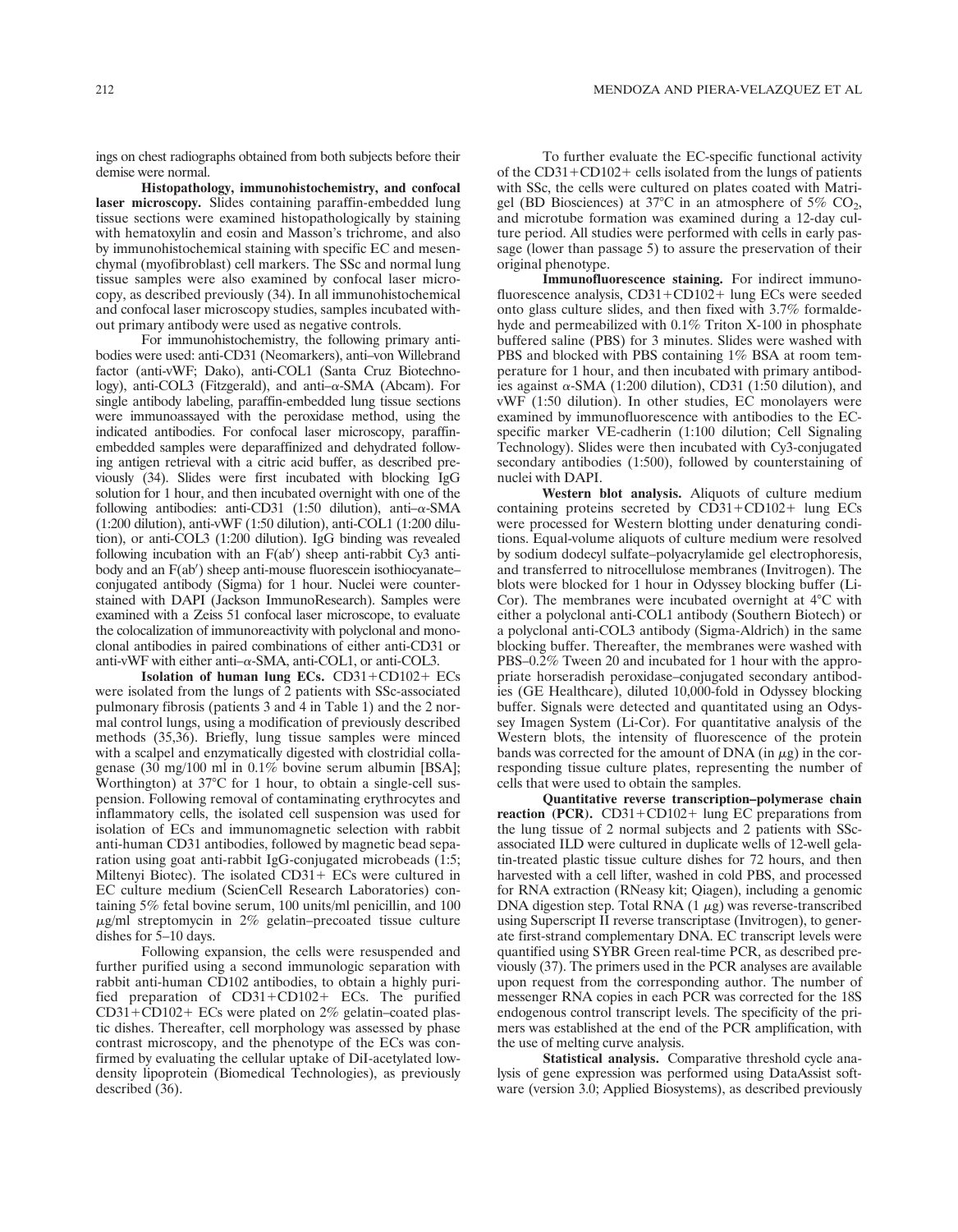ings on chest radiographs obtained from both subjects before their demise were normal.

**Histopathology, immunohistochemistry, and confocal laser microscopy.** Slides containing paraffin-embedded lung tissue sections were examined histopathologically by staining with hematoxylin and eosin and Masson's trichrome, and also by immunohistochemical staining with specific EC and mesenchymal (myofibroblast) cell markers. The SSc and normal lung tissue samples were also examined by confocal laser microscopy, as described previously (34). In all immunohistochemical and confocal laser microscopy studies, samples incubated without primary antibody were used as negative controls.

For immunohistochemistry, the following primary antibodies were used: anti-CD31 (Neomarkers), anti–von Willebrand factor (anti-vWF; Dako), anti-COL1 (Santa Cruz Biotechnology), anti-COL3 (Fitzgerald), and anti–α-SMA (Abcam). For single antibody labeling, paraffin-embedded lung tissue sections were immunoassayed with the peroxidase method, using the indicated antibodies. For confocal laser microscopy, paraffin-embedded samples were deparaffinized and dehydrated following antigen retrieval with a citric acid buffer, as described previously (34). Slides were first incubated with blocking IgG solution for 1 hour, and then incubated overnight with one of the following antibodies: anti-CD31 (1:50 dilution), anti–α-SMA (1:200 dilution), anti-vWF (1:50 dilution), anti-COL1 (1:200 dilution), or anti-COL3 (1:200 dilution). IgG binding was revealed following incubation with an F(ab′) sheep anti-rabbit Cy3 antibody and an F(ab′) sheep anti-mouse fluorescein isothiocyanate–conjugated antibody (Sigma) for 1 hour. Nuclei were counterstained with DAPI (Jackson ImmunoResearch). Samples were examined with a Zeiss 51 confocal laser microscope, to evaluate the colocalization of immunoreactivity with polyclonal and monoclonal antibodies in paired combinations of either anti-CD31 or anti-vWF with either anti–α-SMA, anti-COL1, or anti-COL3.

**Isolation of human lung ECs.** CD31+CD102+ ECs were isolated from the lungs of 2 patients with SSc-associated pulmonary fibrosis (patients 3 and 4 in Table 1) and the 2 normal control lungs, using a modification of previously described methods (35,36). Briefly, lung tissue samples were minced with a scalpel and enzymatically digested with clostridial collagenase (30 mg/100 ml in 0.1% bovine serum albumin [BSA]; Worthington) at 37°C for 1 hour, to obtain a single-cell suspension. Following removal of contaminating erythrocytes and inflammatory cells, the isolated cell suspension was used for isolation of ECs and immunomagnetic selection with rabbit anti-human CD31 antibodies, followed by magnetic bead separation using goat anti-rabbit IgG-conjugated microbeads (1:5; Miltenyi Biotec). The isolated CD31+ ECs were cultured in EC culture medium (ScienCell Research Laboratories) containing 5% fetal bovine serum, 100 units/ml penicillin, and 100 μg/ml streptomycin in 2% gelatin–precoated tissue culture dishes for 5–10 days.

Following expansion, the cells were resuspended and further purified using a second immunologic separation with rabbit anti-human CD102 antibodies, to obtain a highly purified preparation of CD31+CD102+ ECs. The purified CD31+CD102+ ECs were plated on 2% gelatin–coated plastic dishes. Thereafter, cell morphology was assessed by phase contrast microscopy, and the phenotype of the ECs was confirmed by evaluating the cellular uptake of DiI-acetylated low-density lipoprotein (Biomedical Technologies), as previously described (36).

To further evaluate the EC-specific functional activity of the CD31+CD102+ cells isolated from the lungs of patients with SSc, the cells were cultured on plates coated with Matrigel (BD Biosciences) at 37°C in an atmosphere of 5% $CO_2$, and microtube formation was examined during a 12-day culture period. All studies were performed with cells in early passage (lower than passage 5) to assure the preservation of their original phenotype.

**Immunofluorescence staining.** For indirect immunofluorescence analysis, CD31+CD102+ lung ECs were seeded onto glass culture slides, and then fixed with 3.7% formaldehyde and permeabilized with 0.1% Triton X-100 in phosphate buffered saline (PBS) for 3 minutes. Slides were washed with PBS and blocked with PBS containing 1% BSA at room temperature for 1 hour, and then incubated with primary antibodies against α-SMA (1:200 dilution), CD31 (1:50 dilution), and vWF (1:50 dilution). In other studies, EC monolayers were examined by immunofluorescence with antibodies to the EC-specific marker VE-cadherin (1:100 dilution; Cell Signaling Technology). Slides were then incubated with Cy3-conjugated secondary antibodies (1:500), followed by counterstaining of nuclei with DAPI.

**Western blot analysis.** Aliquots of culture medium containing proteins secreted by CD31+CD102+ lung ECs were processed for Western blotting under denaturing conditions. Equal-volume aliquots of culture medium were resolved by sodium dodecyl sulfate–polyacrylamide gel electrophoresis, and transferred to nitrocellulose membranes (Invitrogen). The blots were blocked for 1 hour in Odyssey blocking buffer (Li-Cor). The membranes were incubated overnight at 4°C with either a polyclonal anti-COL1 antibody (Southern Biotech) or a polyclonal anti-COL3 antibody (Sigma-Aldrich) in the same blocking buffer. Thereafter, the membranes were washed with PBS–0.2% Tween 20 and incubated for 1 hour with the appropriate horseradish peroxidase–conjugated secondary antibodies (GE Healthcare), diluted 10,000-fold in Odyssey blocking buffer. Signals were detected and quantitated using an Odyssey Imagen System (Li-Cor). For quantitative analysis of the Western blots, the intensity of fluorescence of the protein bands was corrected for the amount of DNA (in μg) in the corresponding tissue culture plates, representing the number of cells that were used to obtain the samples.

**Quantitative reverse transcription–polymerase chain reaction (PCR).** CD31+CD102+ lung EC preparations from the lung tissue of 2 normal subjects and 2 patients with SSc-associated ILD were cultured in duplicate wells of 12-well gelatin-treated plastic tissue culture dishes for 72 hours, and then harvested with a cell lifter, washed in cold PBS, and processed for RNA extraction (RNeasy kit; Qiagen), including a genomic DNA digestion step. Total RNA (1 μg) was reverse-transcribed using Superscript II reverse transcriptase (Invitrogen), to generate first-strand complementary DNA. EC transcript levels were quantified using SYBR Green real-time PCR, as described previously (37). The primers used in the PCR analyses are available upon request from the corresponding author. The number of messenger RNA copies in each PCR was corrected for the 18S endogenous control transcript levels. The specificity of the primers was established at the end of the PCR amplification, with the use of melting curve analysis.

**Statistical analysis.** Comparative threshold cycle analysis of gene expression was performed using DataAssist software (version 3.0; Applied Biosystems), as described previously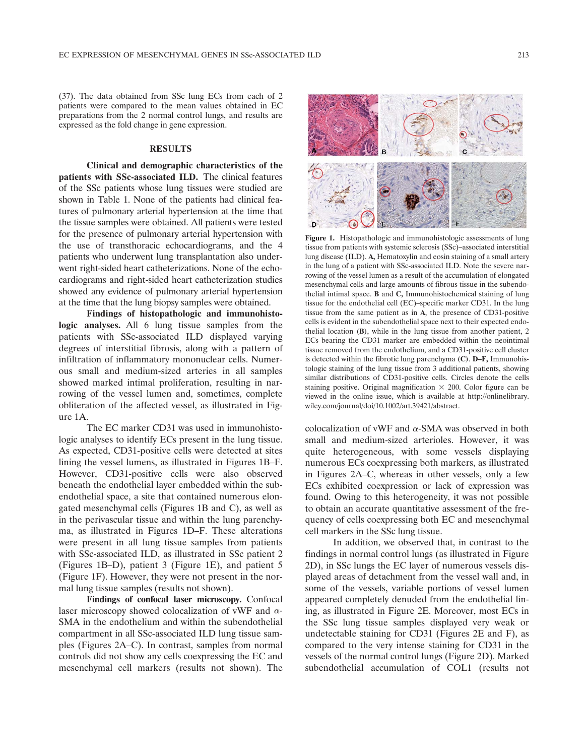(37). The data obtained from SSc lung ECs from each of 2 patients were compared to the mean values obtained in EC preparations from the 2 normal control lungs, and results are expressed as the fold change in gene expression.

## RESULTS

**Clinical and demographic characteristics of the patients with SSc-associated ILD.** The clinical features of the SSc patients whose lung tissues were studied are shown in Table 1. None of the patients had clinical features of pulmonary arterial hypertension at the time that the tissue samples were obtained. All patients were tested for the presence of pulmonary arterial hypertension with the use of transthoracic echocardiograms, and the 4 patients who underwent lung transplantation also underwent right-sided heart catheterizations. None of the echocardiograms and right-sided heart catheterization studies showed any evidence of pulmonary arterial hypertension at the time that the lung biopsy samples were obtained.

**Findings of histopathologic and immunohistologic analyses.** All 6 lung tissue samples from the patients with SSc-associated ILD displayed varying degrees of interstitial fibrosis, along with a pattern of infiltration of inflammatory mononuclear cells. Numerous small and medium-sized arteries in all samples showed marked intimal proliferation, resulting in narrowing of the vessel lumen and, sometimes, complete obliteration of the affected vessel, as illustrated in Figure 1A.

The EC marker CD31 was used in immunohistologic analyses to identify ECs present in the lung tissue. As expected, CD31-positive cells were detected at sites lining the vessel lumens, as illustrated in Figures 1B–F. However, CD31-positive cells were also observed beneath the endothelial layer embedded within the subendothelial space, a site that contained numerous elongated mesenchymal cells (Figures 1B and C), as well as in the perivascular tissue and within the lung parenchyma, as illustrated in Figures 1D–F. These alterations were present in all lung tissue samples from patients with SSc-associated ILD, as illustrated in SSc patient 2 (Figures 1B–D), patient 3 (Figure 1E), and patient 5 (Figure 1F). However, they were not present in the normal lung tissue samples (results not shown).

**Findings of confocal laser microscopy.** Confocal laser microscopy showed colocalization of vWF and α-SMA in the endothelium and within the subendothelial compartment in all SSc-associated ILD lung tissue samples (Figures 2A–C). In contrast, samples from normal controls did not show any cells coexpressing the EC and mesenchymal cell markers (results not shown). The colocalization of vWF and α-SMA was observed in both small and medium-sized arterioles. However, it was quite heterogeneous, with some vessels displaying numerous ECs coexpressing both markers, as illustrated in Figures 2A–C, whereas in other vessels, only a few ECs exhibited coexpression or lack of expression was found. Owing to this heterogeneity, it was not possible to obtain an accurate quantitative assessment of the frequency of cells coexpressing both EC and mesenchymal cell markers in the SSc lung tissue.

**Figure 1.** Histopathologic and immunohistologic assessments of lung tissue from patients with systemic sclerosis (SSc)–associated interstitial lung disease (ILD). **A,** Hematoxylin and eosin staining of a small artery in the lung of a patient with SSc-associated ILD. Note the severe narrowing of the vessel lumen as a result of the accumulation of elongated mesenchymal cells and large amounts of fibrous tissue in the subendothelial intimal space. **B** and **C,** Immunohistochemical staining of lung tissue for the endothelial cell (EC)–specific marker CD31. In the lung tissue from the same patient as in **A**, the presence of CD31-positive cells is evident in the subendothelial space next to their expected endothelial location (**B**), while in the lung tissue from another patient, 2 ECs bearing the CD31 marker are embedded within the neointimal tissue removed from the endothelium, and a CD31-positive cell cluster is detected within the fibrotic lung parenchyma (**C**). **D–F,** Immunohistologic staining of the lung tissue from 3 additional patients, showing similar distributions of CD31-positive cells. Circles denote the cells staining positive. Original magnification × 200. Color figure can be viewed in the online issue, which is available at http://onlinelibrary.wiley.com/journal/doi/10.1002/art.39421/abstract.

In addition, we observed that, in contrast to the findings in normal control lungs (as illustrated in Figure 2D), in SSc lungs the EC layer of numerous vessels displayed areas of detachment from the vessel wall and, in some of the vessels, variable portions of vessel lumen appeared completely denuded from the endothelial lining, as illustrated in Figure 2E. Moreover, most ECs in the SSc lung tissue samples displayed very weak or undetectable staining for CD31 (Figures 2E and F), as compared to the very intense staining for CD31 in the vessels of the normal control lungs (Figure 2D). Marked subendothelial accumulation of COL1 (results not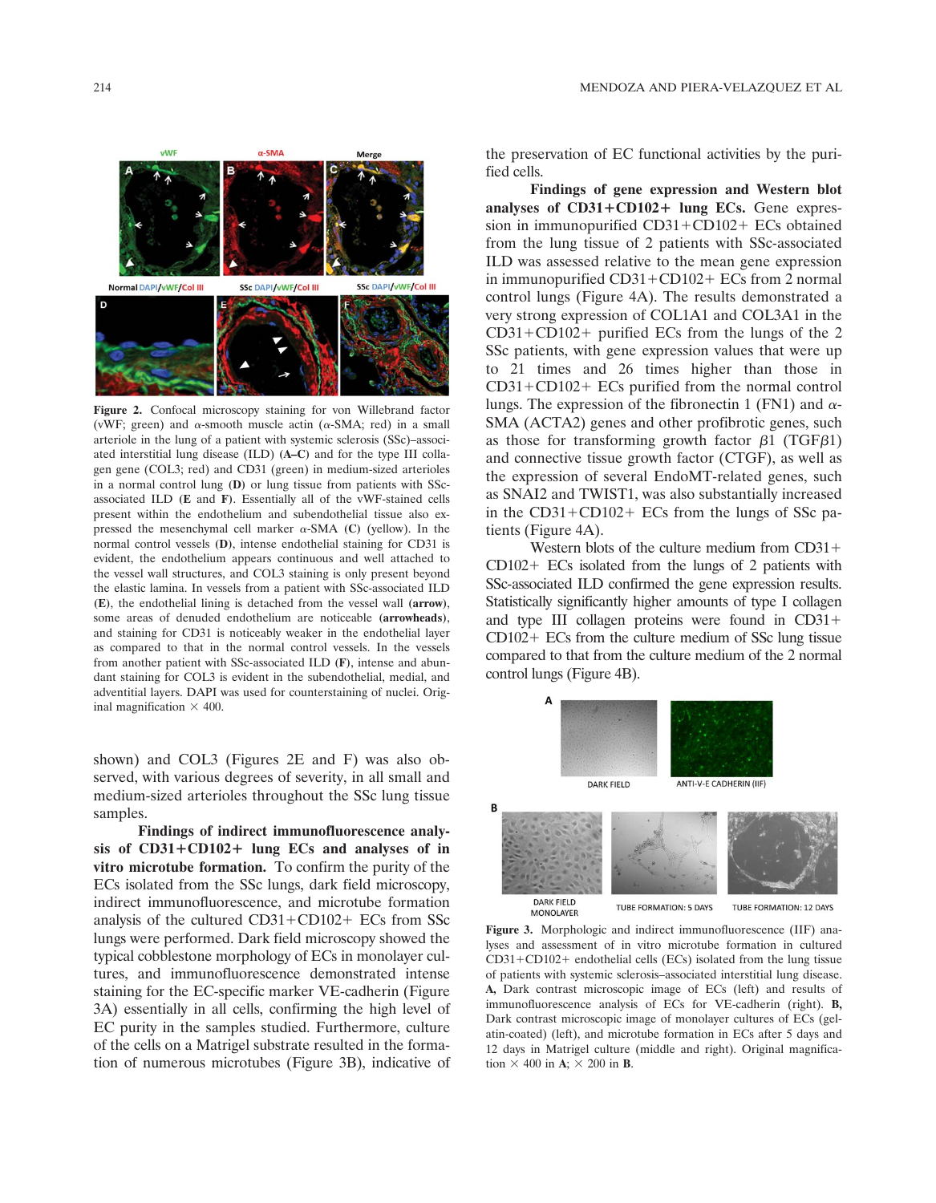Figure 2. Confocal microscopy staining for von Willebrand factor (vWF; green) and α-smooth muscle actin (α-SMA; red) in a small arteriole in the lung of a patient with systemic sclerosis (SSc)–associated interstitial lung disease (ILD) **(A–C)** and for the type III collagen gene (COL3; red) and CD31 (green) in medium-sized arterioles in a normal control lung **(D)** or lung tissue from patients with SSc-associated ILD **(E** and **F)**. Essentially all of the vWF-stained cells present within the endothelium and subendothelial tissue also expressed the mesenchymal cell marker α-SMA **(C)** (yellow). In the normal control vessels **(D)**, intense endothelial staining for CD31 is evident, the endothelium appears continuous and well attached to the vessel wall structures, and COL3 staining is only present beyond the elastic lamina. In vessels from a patient with SSc-associated ILD **(E)**, the endothelial lining is detached from the vessel wall **(arrow)**, some areas of denuded endothelium are noticeable **(arrowheads)**, and staining for CD31 is noticeably weaker in the endothelial layer as compared to that in the normal control vessels. In the vessels from another patient with SSc-associated ILD **(F)**, intense and abundant staining for COL3 is evident in the subendothelial, medial, and adventitial layers. DAPI was used for counterstaining of nuclei. Original magnification × 400.

shown) and COL3 (Figures 2E and F) was also observed, with various degrees of severity, in all small and medium-sized arterioles throughout the SSc lung tissue samples.

**Findings of indirect immunofluorescence analysis of CD31+CD102+ lung ECs and analyses of in vitro microtube formation.** To confirm the purity of the ECs isolated from the SSc lungs, dark field microscopy, indirect immunofluorescence, and microtube formation analysis of the cultured CD31+CD102+ ECs from SSc lungs were performed. Dark field microscopy showed the typical cobblestone morphology of ECs in monolayer cultures, and immunofluorescence demonstrated intense staining for the EC-specific marker VE-cadherin (Figure 3A) essentially in all cells, confirming the high level of EC purity in the samples studied. Furthermore, culture of the cells on a Matrigel substrate resulted in the formation of numerous microtubes (Figure 3B), indicative of the preservation of EC functional activities by the purified cells.

**Findings of gene expression and Western blot analyses of CD31+CD102+ lung ECs.** Gene expression in immunopurified CD31+CD102+ ECs obtained from the lung tissue of 2 patients with SSc-associated ILD was assessed relative to the mean gene expression in immunopurified CD31+CD102+ ECs from 2 normal control lungs (Figure 4A). The results demonstrated a very strong expression of COL1A1 and COL3A1 in the CD31+CD102+ purified ECs from the lungs of the 2 SSc patients, with gene expression values that were up to 21 times and 26 times higher than those in CD31+CD102+ ECs purified from the normal control lungs. The expression of the fibronectin 1 (FN1) and α-SMA (ACTA2) genes and other profibrotic genes, such as those for transforming growth factor β1 (TGFβ1) and connective tissue growth factor (CTGF), as well as the expression of several EndoMT-related genes, such as SNAI2 and TWIST1, was also substantially increased in the CD31+CD102+ ECs from the lungs of SSc patients (Figure 4A).

Western blots of the culture medium from CD31+CD102+ ECs isolated from the lungs of 2 patients with SSc-associated ILD confirmed the gene expression results. Statistically significantly higher amounts of type I collagen and type III collagen proteins were found in CD31+CD102+ ECs from the culture medium of SSc lung tissue compared to that from the culture medium of the 2 normal control lungs (Figure 4B).

Figure 3. Morphologic and indirect immunofluorescence (IIF) analyses and assessment of in vitro microtube formation in cultured CD31+CD102+ endothelial cells (ECs) isolated from the lung tissue of patients with systemic sclerosis–associated interstitial lung disease. **A,** Dark contrast microscopic image of ECs (left) and results of immunofluorescence analysis of ECs for VE-cadherin (right). **B,** Dark contrast microscopic image of monolayer cultures of ECs (gelatin-coated) (left), and microtube formation in ECs after 5 days and 12 days in Matrigel culture (middle and right). Original magnification × 400 in **A**; × 200 in **B**.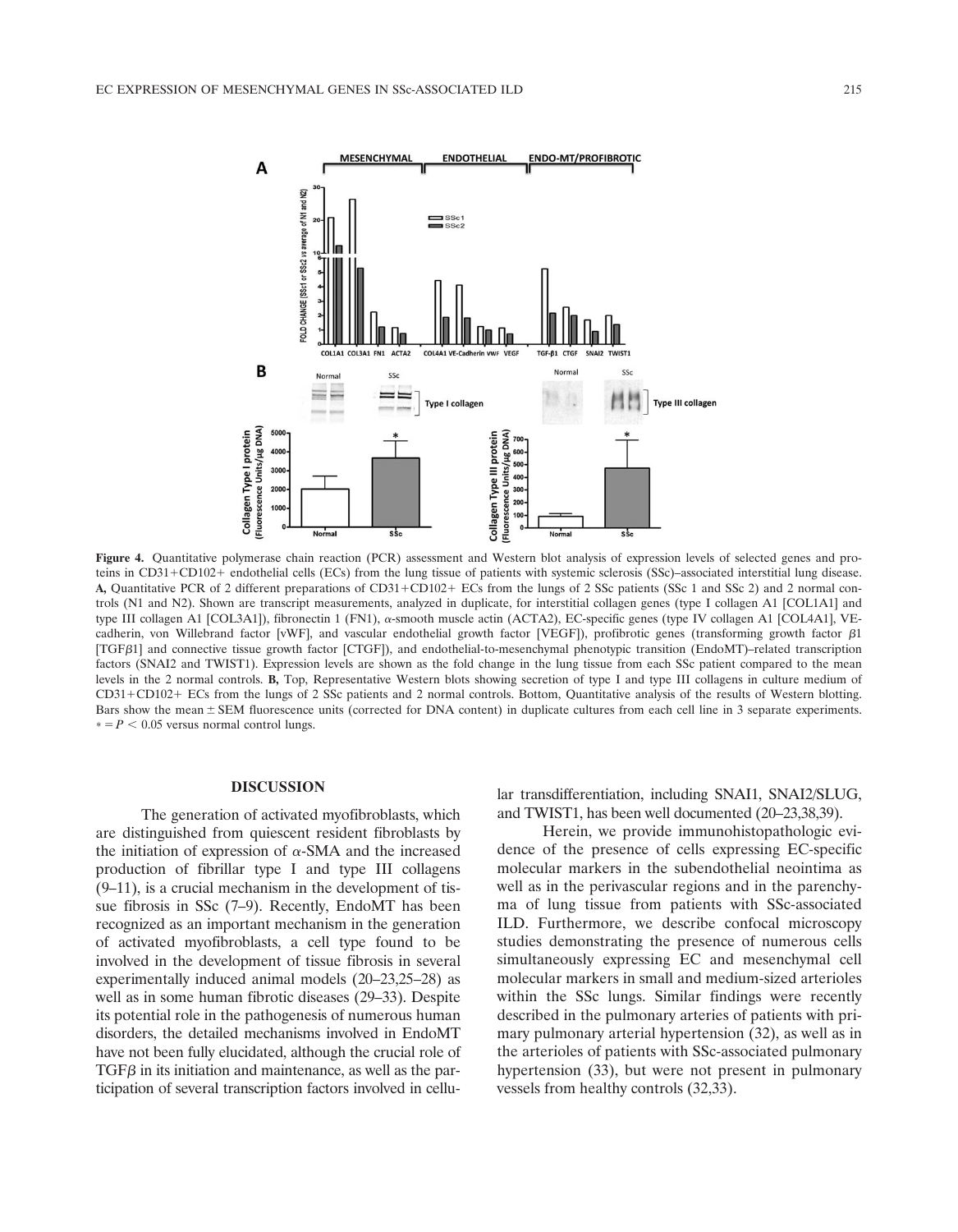**Figure 4.** Quantitative polymerase chain reaction (PCR) assessment and Western blot analysis of expression levels of selected genes and proteins in CD31+CD102+ endothelial cells (ECs) from the lung tissue of patients with systemic sclerosis (SSc)–associated interstitial lung disease. **A,** Quantitative PCR of 2 different preparations of CD31+CD102+ ECs from the lungs of 2 SSc patients (SSc 1 and SSc 2) and 2 normal controls (N1 and N2). Shown are transcript measurements, analyzed in duplicate, for interstitial collagen genes (type I collagen A1 [COL1A1] and type III collagen A1 [COL3A1]), fibronectin 1 (FN1), α-smooth muscle actin (ACTA2), EC-specific genes (type IV collagen A1 [COL4A1], VE-cadherin, von Willebrand factor [vWF], and vascular endothelial growth factor [VEGF]), profibrotic genes (transforming growth factor β1 [TGFβ1] and connective tissue growth factor [CTGF]), and endothelial-to-mesenchymal phenotypic transition (EndoMT)–related transcription factors (SNAI2 and TWIST1). Expression levels are shown as the fold change in the lung tissue from each SSc patient compared to the mean levels in the 2 normal controls. **B,** Top, Representative Western blots showing secretion of type I and type III collagens in culture medium of CD31+CD102+ ECs from the lungs of 2 SSc patients and 2 normal controls. Bottom, Quantitative analysis of the results of Western blotting. Bars show the mean ± SEM fluorescence units (corrected for DNA content) in duplicate cultures from each cell line in 3 separate experiments. * = $P < 0.05$ versus normal control lungs.

## DISCUSSION

The generation of activated myofibroblasts, which are distinguished from quiescent resident fibroblasts by the initiation of expression of α-SMA and the increased production of fibrillar type I and type III collagens (9–11), is a crucial mechanism in the development of tissue fibrosis in SSc (7–9). Recently, EndoMT has been recognized as an important mechanism in the generation of activated myofibroblasts, a cell type found to be involved in the development of tissue fibrosis in several experimentally induced animal models (20–23,25–28) as well as in some human fibrotic diseases (29–33). Despite its potential role in the pathogenesis of numerous human disorders, the detailed mechanisms involved in EndoMT have not been fully elucidated, although the crucial role of TGFβ in its initiation and maintenance, as well as the participation of several transcription factors involved in cellular transdifferentiation, including SNAI1, SNAI2/SLUG, and TWIST1, has been well documented (20–23,38,39).

Herein, we provide immunohistopathologic evidence of the presence of cells expressing EC-specific molecular markers in the subendothelial neointima as well as in the perivascular regions and in the parenchyma of lung tissue from patients with SSc-associated ILD. Furthermore, we describe confocal microscopy studies demonstrating the presence of numerous cells simultaneously expressing EC and mesenchymal cell molecular markers in small and medium-sized arterioles within the SSc lungs. Similar findings were recently described in the pulmonary arteries of patients with primary pulmonary arterial hypertension (32), as well as in the arterioles of patients with SSc-associated pulmonary hypertension (33), but were not present in pulmonary vessels from healthy controls (32,33).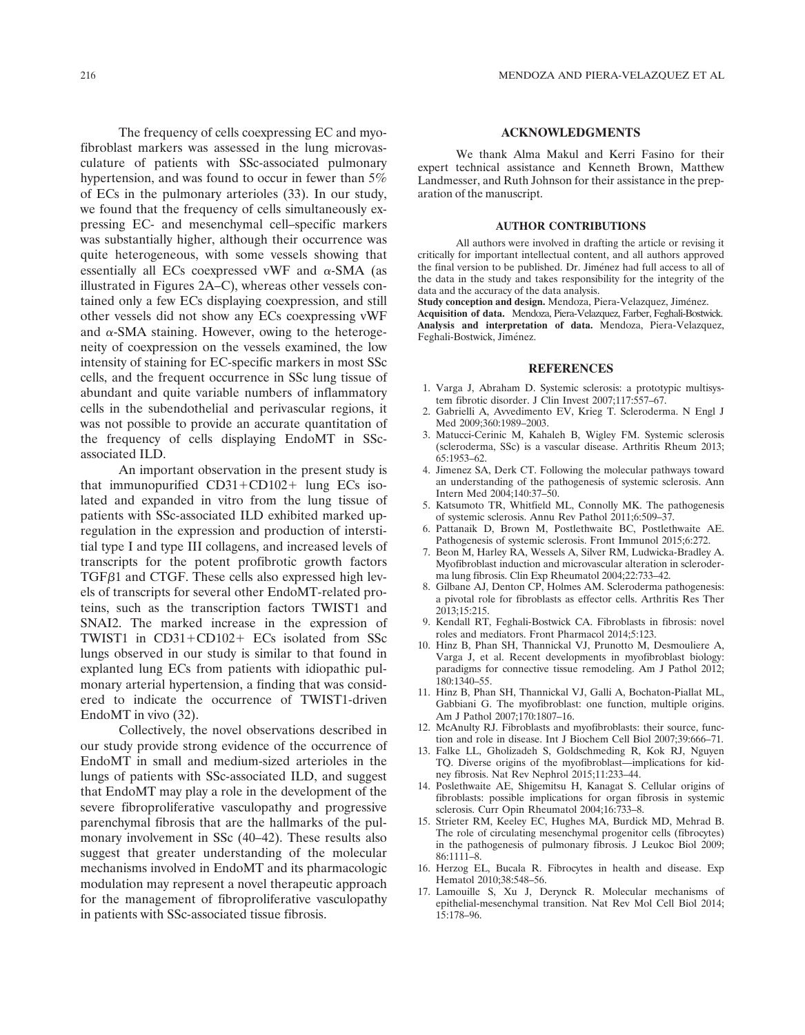The frequency of cells coexpressing EC and myofibroblast markers was assessed in the lung microvasculature of patients with SSc-associated pulmonary hypertension, and was found to occur in fewer than 5% of ECs in the pulmonary arterioles (33). In our study, we found that the frequency of cells simultaneously expressing EC- and mesenchymal cell–specific markers was substantially higher, although their occurrence was quite heterogeneous, with some vessels showing that essentially all ECs coexpressed vWF and $\alpha$-SMA (as illustrated in Figures 2A–C), whereas other vessels contained only a few ECs displaying coexpression, and still other vessels did not show any ECs coexpressing vWF and $\alpha$-SMA staining. However, owing to the heterogeneity of coexpression on the vessels examined, the low intensity of staining for EC-specific markers in most SSc cells, and the frequent occurrence in SSc lung tissue of abundant and quite variable numbers of inflammatory cells in the subendothelial and perivascular regions, it was not possible to provide an accurate quantitation of the frequency of cells displaying EndoMT in SSc-associated ILD.

An important observation in the present study is that immunopurified CD31+CD102+ lung ECs isolated and expanded in vitro from the lung tissue of patients with SSc-associated ILD exhibited marked up-regulation in the expression and production of interstitial type I and type III collagens, and increased levels of transcripts for the potent profibrotic growth factors TGF$\beta$1 and CTGF. These cells also expressed high levels of transcripts for several other EndoMT-related proteins, such as the transcription factors TWIST1 and SNAI2. The marked increase in the expression of TWIST1 in CD31+CD102+ ECs isolated from SSc lungs observed in our study is similar to that found in explanted lung ECs from patients with idiopathic pulmonary arterial hypertension, a finding that was considered to indicate the occurrence of TWIST1-driven EndoMT in vivo (32).

Collectively, the novel observations described in our study provide strong evidence of the occurrence of EndoMT in small and medium-sized arterioles in the lungs of patients with SSc-associated ILD, and suggest that EndoMT may play a role in the development of the severe fibroproliferative vasculopathy and progressive parenchymal fibrosis that are the hallmarks of the pulmonary involvement in SSc (40–42). These results also suggest that greater understanding of the molecular mechanisms involved in EndoMT and its pharmacologic modulation may represent a novel therapeutic approach for the management of fibroproliferative vasculopathy in patients with SSc-associated tissue fibrosis.

## ACKNOWLEDGMENTS

We thank Alma Makul and Kerri Fasino for their expert technical assistance and Kenneth Brown, Matthew Landmesser, and Ruth Johnson for their assistance in the preparation of the manuscript.

## AUTHOR CONTRIBUTIONS

All authors were involved in drafting the article or revising it critically for important intellectual content, and all authors approved the final version to be published. Dr. Jiménez had full access to all of the data in the study and takes responsibility for the integrity of the data and the accuracy of the data analysis.

**Study conception and design.** Mendoza, Piera-Velazquez, Jiménez.

**Acquisition of data.** Mendoza, Piera-Velazquez, Farber, Feghali-Bostwick.

**Analysis and interpretation of data.** Mendoza, Piera-Velazquez, Feghali-Bostwick, Jiménez.

## REFERENCES

1. Varga J, Abraham D. Systemic sclerosis: a prototypic multisystem fibrotic disorder. J Clin Invest 2007;117:557–67.
2. Gabrielli A, Avvedimento EV, Krieg T. Scleroderma. N Engl J Med 2009;360:1989–2003.
3. Matucci-Cerinic M, Kahaleh B, Wigley FM. Systemic sclerosis (scleroderma, SSc) is a vascular disease. Arthritis Rheum 2013; 65:1953–62.
4. Jimenez SA, Derk CT. Following the molecular pathways toward an understanding of the pathogenesis of systemic sclerosis. Ann Intern Med 2004;140:37–50.
5. Katsumoto TR, Whitfield ML, Connolly MK. The pathogenesis of systemic sclerosis. Annu Rev Pathol 2011;6:509–37.
6. Pattanaik D, Brown M, Postlethwaite BC, Postlethwaite AE. Pathogenesis of systemic sclerosis. Front Immunol 2015;6:272.
7. Beon M, Harley RA, Wessels A, Silver RM, Ludwicka-Bradley A. Myofibroblast induction and microvascular alteration in scleroderma lung fibrosis. Clin Exp Rheumatol 2004;22:733–42.
8. Gilbane AJ, Denton CP, Holmes AM. Scleroderma pathogenesis: a pivotal role for fibroblasts as effector cells. Arthritis Res Ther 2013;15:215.
9. Kendall RT, Feghali-Bostwick CA. Fibroblasts in fibrosis: novel roles and mediators. Front Pharmacol 2014;5:123.
10. Hinz B, Phan SH, Thannickal VJ, Prunotto M, Desmouliere A, Varga J, et al. Recent developments in myofibroblast biology: paradigms for connective tissue remodeling. Am J Pathol 2012; 180:1340–55.
11. Hinz B, Phan SH, Thannickal VJ, Galli A, Bochaton-Piallat ML, Gabbiani G. The myofibroblast: one function, multiple origins. Am J Pathol 2007;170:1807–16.
12. McAnulty RJ. Fibroblasts and myofibroblasts: their source, function and role in disease. Int J Biochem Cell Biol 2007;39:666–71.
13. Falke LL, Gholizadeh S, Goldschmeding R, Kok RJ, Nguyen TQ. Diverse origins of the myofibroblast—implications for kidney fibrosis. Nat Rev Nephrol 2015;11:233–44.
14. Poslethwaite AE, Shigemitsu H, Kanagat S. Cellular origins of fibroblasts: possible implications for organ fibrosis in systemic sclerosis. Curr Opin Rheumatol 2004;16:733–8.
15. Strieter RM, Keeley EC, Hughes MA, Burdick MD, Mehrad B. The role of circulating mesenchymal progenitor cells (fibrocytes) in the pathogenesis of pulmonary fibrosis. J Leukoc Biol 2009; 86:1111–8.
16. Herzog EL, Bucala R. Fibrocytes in health and disease. Exp Hematol 2010;38:548–56.
17. Lamouille S, Xu J, Derynck R. Molecular mechanisms of epithelial-mesenchymal transition. Nat Rev Mol Cell Biol 2014; 15:178–96.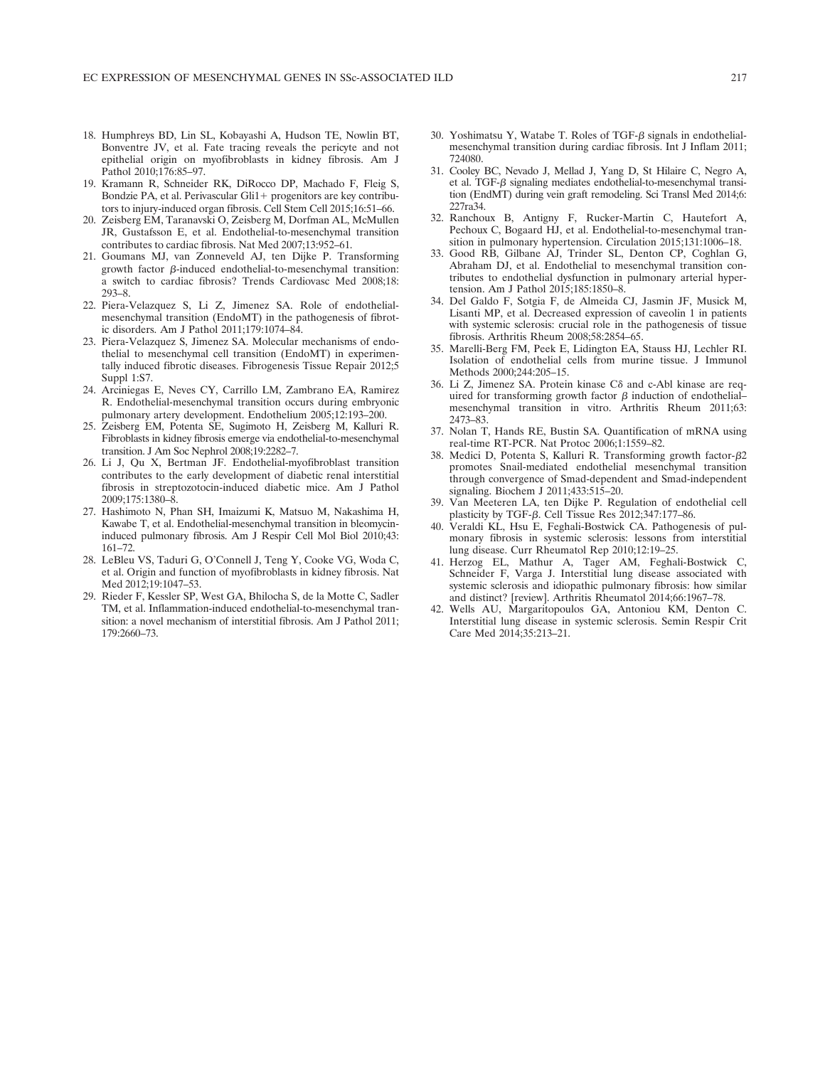18. Humphreys BD, Lin SL, Kobayashi A, Hudson TE, Nowlin BT, Bonventre JV, et al. Fate tracing reveals the pericyte and not epithelial origin on myofibroblasts in kidney fibrosis. Am J Pathol 2010;176:85–97.
19. Kramann R, Schneider RK, DiRocco DP, Machado F, Fleig S, Bondzie PA, et al. Perivascular Gli1+ progenitors are key contributors to injury-induced organ fibrosis. Cell Stem Cell 2015;16:51–66.
20. Zeisberg EM, Taranavski O, Zeisberg M, Dorfman AL, McMullen JR, Gustafsson E, et al. Endothelial-to-mesenchymal transition contributes to cardiac fibrosis. Nat Med 2007;13:952–61.
21. Goumans MJ, van Zonneveld AJ, ten Dijke P. Transforming growth factor $\beta$-induced endothelial-to-mesenchymal transition: a switch to cardiac fibrosis? Trends Cardiovasc Med 2008;18: 293–8.
22. Piera-Velazquez S, Li Z, Jimenez SA. Role of endothelial-mesenchymal transition (EndoMT) in the pathogenesis of fibrotic disorders. Am J Pathol 2011;179:1074–84.
23. Piera-Velazquez S, Jimenez SA. Molecular mechanisms of endothelial to mesenchymal cell transition (EndoMT) in experimentally induced fibrotic diseases. Fibrogenesis Tissue Repair 2012;5 Suppl 1:S7.
24. Arciniegas E, Neves CY, Carrillo LM, Zambrano EA, Ramirez R. Endothelial-mesenchymal transition occurs during embryonic pulmonary artery development. Endothelium 2005;12:193–200.
25. Zeisberg EM, Potenta SE, Sugimoto H, Zeisberg M, Kalluri R. Fibroblasts in kidney fibrosis emerge via endothelial-to-mesenchymal transition. J Am Soc Nephrol 2008;19:2282–7.
26. Li J, Qu X, Bertman JF. Endothelial-myofibroblast transition contributes to the early development of diabetic renal interstitial fibrosis in streptozotocin-induced diabetic mice. Am J Pathol 2009;175:1380–8.
27. Hashimoto N, Phan SH, Imaizumi K, Matsuo M, Nakashima H, Kawabe T, et al. Endothelial-mesenchymal transition in bleomycin-induced pulmonary fibrosis. Am J Respir Cell Mol Biol 2010;43: 161–72.
28. LeBleu VS, Taduri G, O'Connell J, Teng Y, Cooke VG, Woda C, et al. Origin and function of myofibroblasts in kidney fibrosis. Nat Med 2012;19:1047–53.
29. Rieder F, Kessler SP, West GA, Bhilocha S, de la Motte C, Sadler TM, et al. Inflammation-induced endothelial-to-mesenchymal transition: a novel mechanism of interstitial fibrosis. Am J Pathol 2011; 179:2660–73.
30. Yoshimatsu Y, Watabe T. Roles of TGF-$\beta$ signals in endothelial-mesenchymal transition during cardiac fibrosis. Int J Inflam 2011; 724080.
31. Cooley BC, Nevado J, Mellad J, Yang D, St Hilaire C, Negro A, et al. TGF-$\beta$ signaling mediates endothelial-to-mesenchymal transition (EndMT) during vein graft remodeling. Sci Transl Med 2014;6: 227ra34.
32. Ranchoux B, Antigny F, Rucker-Martin C, Hautefort A, Pechoux C, Bogaard HJ, et al. Endothelial-to-mesenchymal transition in pulmonary hypertension. Circulation 2015;131:1006–18.
33. Good RB, Gilbane AJ, Trinder SL, Denton CP, Coghlan G, Abraham DJ, et al. Endothelial to mesenchymal transition contributes to endothelial dysfunction in pulmonary arterial hypertension. Am J Pathol 2015;185:1850–8.
34. Del Galdo F, Sotgia F, de Almeida CJ, Jasmin JF, Musick M, Lisanti MP, et al. Decreased expression of caveolin 1 in patients with systemic sclerosis: crucial role in the pathogenesis of tissue fibrosis. Arthritis Rheum 2008;58:2854–65.
35. Marelli-Berg FM, Peek E, Lidington EA, Stauss HJ, Lechler RI. Isolation of endothelial cells from murine tissue. J Immunol Methods 2000;244:205–15.
36. Li Z, Jimenez SA. Protein kinase C$\delta$ and c-Abl kinase are required for transforming growth factor $\beta$ induction of endothelial–mesenchymal transition in vitro. Arthritis Rheum 2011;63: 2473–83.
37. Nolan T, Hands RE, Bustin SA. Quantification of mRNA using real-time RT-PCR. Nat Protoc 2006;1:1559–82.
38. Medici D, Potenta S, Kalluri R. Transforming growth factor-$\beta$2 promotes Snail-mediated endothelial mesenchymal transition through convergence of Smad-dependent and Smad-independent signaling. Biochem J 2011;433:515–20.
39. Van Meeteren LA, ten Dijke P. Regulation of endothelial cell plasticity by TGF-$\beta$. Cell Tissue Res 2012;347:177–86.
40. Veraldi KL, Hsu E, Feghali-Bostwick CA. Pathogenesis of pulmonary fibrosis in systemic sclerosis: lessons from interstitial lung disease. Curr Rheumatol Rep 2010;12:19–25.
41. Herzog EL, Mathur A, Tager AM, Feghali-Bostwick C, Schneider F, Varga J. Interstitial lung disease associated with systemic sclerosis and idiopathic pulmonary fibrosis: how similar and distinct? [review]. Arthritis Rheumatol 2014;66:1967–78.
42. Wells AU, Margaritopoulos GA, Antoniou KM, Denton C. Interstitial lung disease in systemic sclerosis. Semin Respir Crit Care Med 2014;35:213–21.